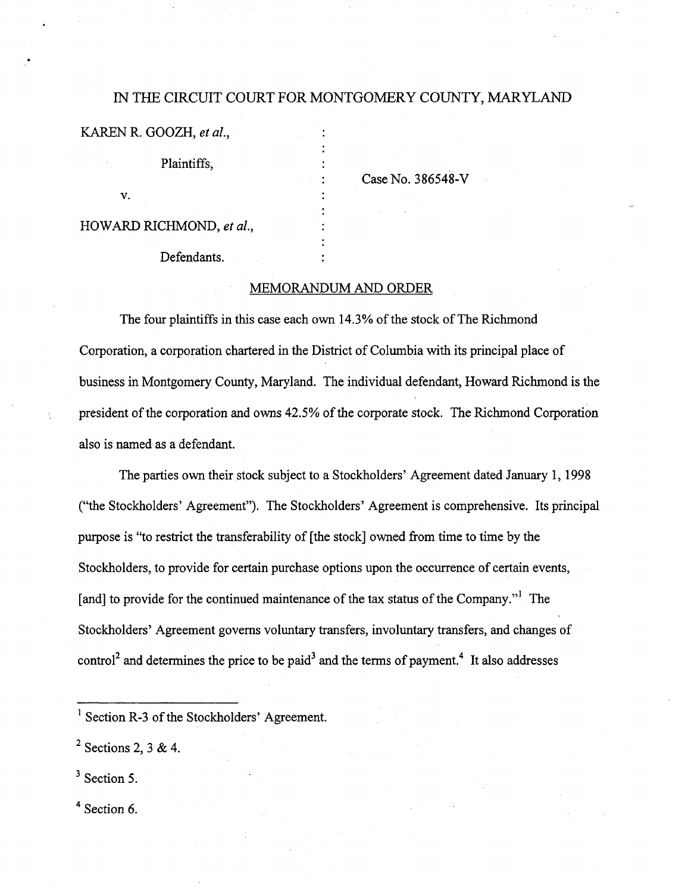IN THE CIRCUIT COURT FOR MONTGOMERY COUNTY, MARYLAND

KAREN R. GOOZH, *et al.*,

Plaintiffs,

v.

HOWARD RICHMOND, *et al.*,

Defendants.

Case No. 386548-V

## MEMORANDUM AND ORDER

The four plaintiffs in this case each own 14.3% of the stock of The Richmond Corporation, a corporation chartered in the District of Columbia with its principal place of business in Montgomery County, Maryland. The individual defendant, Howard Richmond is the president of the corporation and owns 42.5% of the corporate stock. The Richmond Corporation also is named as a defendant.

The parties own their stock subject to a Stockholders' Agreement dated January 1, 1998 ("the Stockholders' Agreement"). The Stockholders' Agreement is comprehensive. Its principal purpose is "to restrict the transferability of [the stock] owned from time to time by the Stockholders, to provide for certain purchase options upon the occurrence of certain events, [and] to provide for the continued maintenance of the tax status of the Company."[1] The Stockholders' Agreement governs voluntary transfers, involuntary transfers, and changes of control[2] and determines the price to be paid[3] and the terms of payment.[4] It also addresses

---

[1] Section R-3 of the Stockholders' Agreement.

[2] Sections 2, 3 & 4.

[3] Section 5.

[4] Section 6.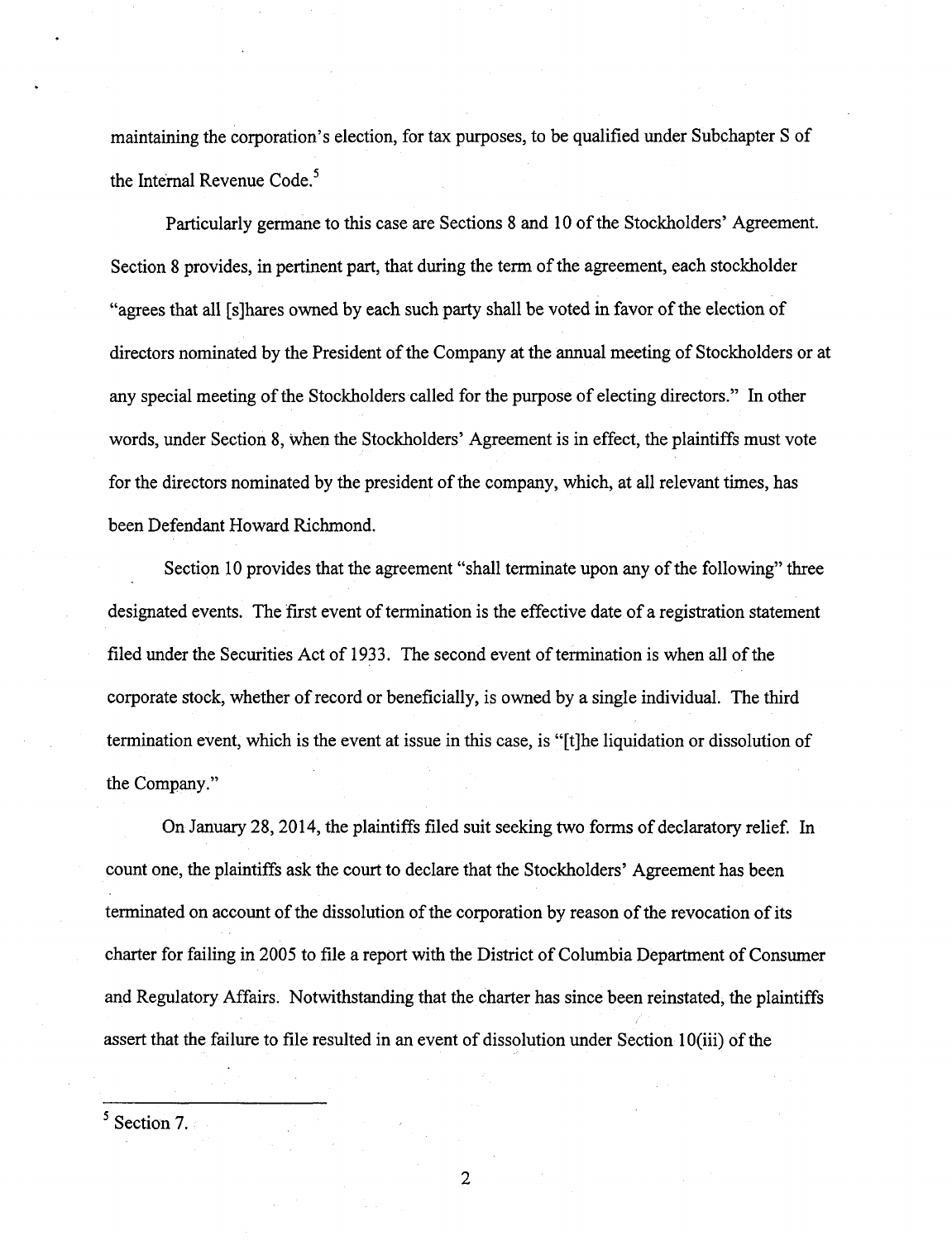maintaining the corporation's election, for tax purposes, to be qualified under Subchapter S of the Internal Revenue Code.[5]

Particularly germane to this case are Sections 8 and 10 of the Stockholders' Agreement. Section 8 provides, in pertinent part, that during the term of the agreement, each stockholder "agrees that all [s]hares owned by each such party shall be voted in favor of the election of directors nominated by the President of the Company at the annual meeting of Stockholders or at any special meeting of the Stockholders called for the purpose of electing directors." In other words, under Section 8, when the Stockholders' Agreement is in effect, the plaintiffs must vote for the directors nominated by the president of the company, which, at all relevant times, has been Defendant Howard Richmond.

Section 10 provides that the agreement "shall terminate upon any of the following" three designated events. The first event of termination is the effective date of a registration statement filed under the Securities Act of 1933. The second event of termination is when all of the corporate stock, whether of record or beneficially, is owned by a single individual. The third termination event, which is the event at issue in this case, is "[t]he liquidation or dissolution of the Company."

On January 28, 2014, the plaintiffs filed suit seeking two forms of declaratory relief. In count one, the plaintiffs ask the court to declare that the Stockholders' Agreement has been terminated on account of the dissolution of the corporation by reason of the revocation of its charter for failing in 2005 to file a report with the District of Columbia Department of Consumer and Regulatory Affairs. Notwithstanding that the charter has since been reinstated, the plaintiffs assert that the failure to file resulted in an event of dissolution under Section 10(iii) of the

[5] Section 7.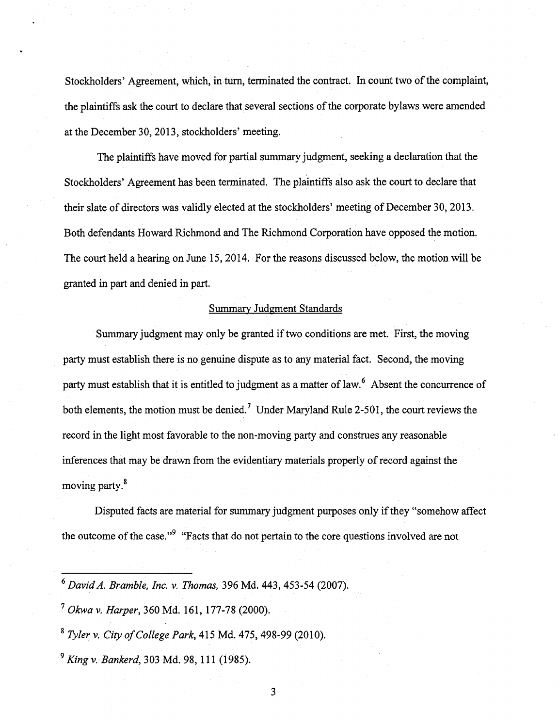Stockholders' Agreement, which, in turn, terminated the contract. In count two of the complaint, the plaintiffs ask the court to declare that several sections of the corporate bylaws were amended at the December 30, 2013, stockholders' meeting.

The plaintiffs have moved for partial summary judgment, seeking a declaration that the Stockholders' Agreement has been terminated. The plaintiffs also ask the court to declare that their slate of directors was validly elected at the stockholders' meeting of December 30, 2013. Both defendants Howard Richmond and The Richmond Corporation have opposed the motion. The court held a hearing on June 15, 2014. For the reasons discussed below, the motion will be granted in part and denied in part.

## Summary Judgment Standards

Summary judgment may only be granted if two conditions are met. First, the moving party must establish there is no genuine dispute as to any material fact. Second, the moving party must establish that it is entitled to judgment as a matter of law.[6] Absent the concurrence of both elements, the motion must be denied.[7] Under Maryland Rule 2-501, the court reviews the record in the light most favorable to the non-moving party and construes any reasonable inferences that may be drawn from the evidentiary materials properly of record against the moving party.[8]

Disputed facts are material for summary judgment purposes only if they "somehow affect the outcome of the case."[9] "Facts that do not pertain to the core questions involved are not

---

[6] *David A. Bramble, Inc. v. Thomas,* 396 Md. 443, 453-54 (2007).

[7] *Okwa v. Harper,* 360 Md. 161, 177-78 (2000).

[8] *Tyler v. City of College Park,* 415 Md. 475, 498-99 (2010).

[9] *King v. Bankerd,* 303 Md. 98, 111 (1985).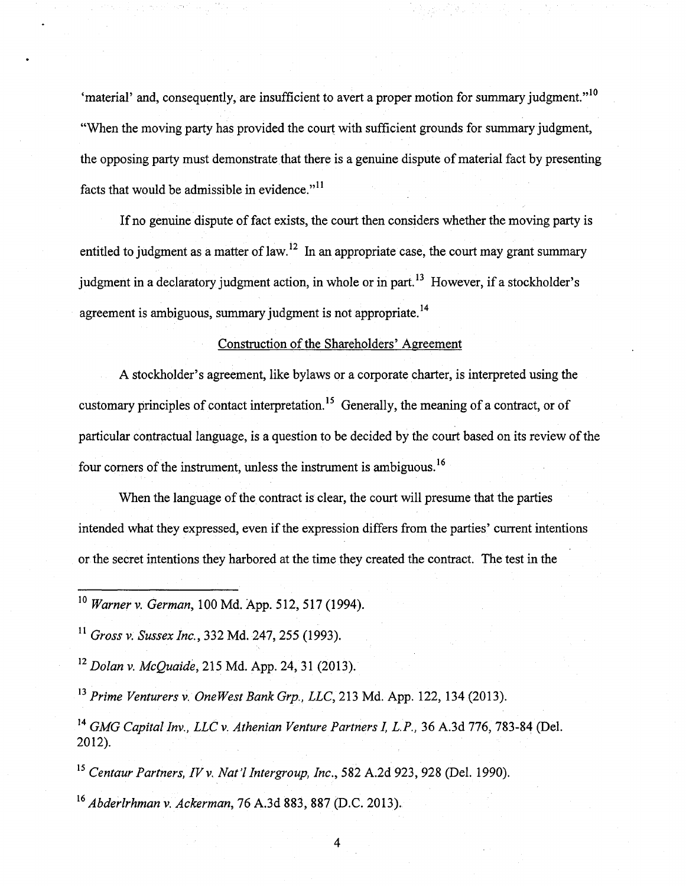'material' and, consequently, are insufficient to avert a proper motion for summary judgment."[10] "When the moving party has provided the court with sufficient grounds for summary judgment, the opposing party must demonstrate that there is a genuine dispute of material fact by presenting facts that would be admissible in evidence."[11]

If no genuine dispute of fact exists, the court then considers whether the moving party is entitled to judgment as a matter of law.[12] In an appropriate case, the court may grant summary judgment in a declaratory judgment action, in whole or in part.[13] However, if a stockholder's agreement is ambiguous, summary judgment is not appropriate.[14]

<u>Construction of the Shareholders' Agreement</u>

A stockholder's agreement, like bylaws or a corporate charter, is interpreted using the customary principles of contact interpretation.[15] Generally, the meaning of a contract, or of particular contractual language, is a question to be decided by the court based on its review of the four corners of the instrument, unless the instrument is ambiguous.[16]

When the language of the contract is clear, the court will presume that the parties intended what they expressed, even if the expression differs from the parties' current intentions or the secret intentions they harbored at the time they created the contract. The test in the

---

[10] *Warner v. German*, 100 Md. App. 512, 517 (1994).

[11] *Gross v. Sussex Inc.*, 332 Md. 247, 255 (1993).

[12] *Dolan v. McQuaide*, 215 Md. App. 24, 31 (2013).

[13] *Prime Venturers v. OneWest Bank Grp., LLC*, 213 Md. App. 122, 134 (2013).

[14] *GMG Capital Inv., LLC v. Athenian Venture Partners I, L.P.*, 36 A.3d 776, 783-84 (Del. 2012).

[15] *Centaur Partners, IV v. Nat'l Intergroup, Inc.*, 582 A.2d 923, 928 (Del. 1990).

[16] *Abderlrhman v. Ackerman*, 76 A.3d 883, 887 (D.C. 2013).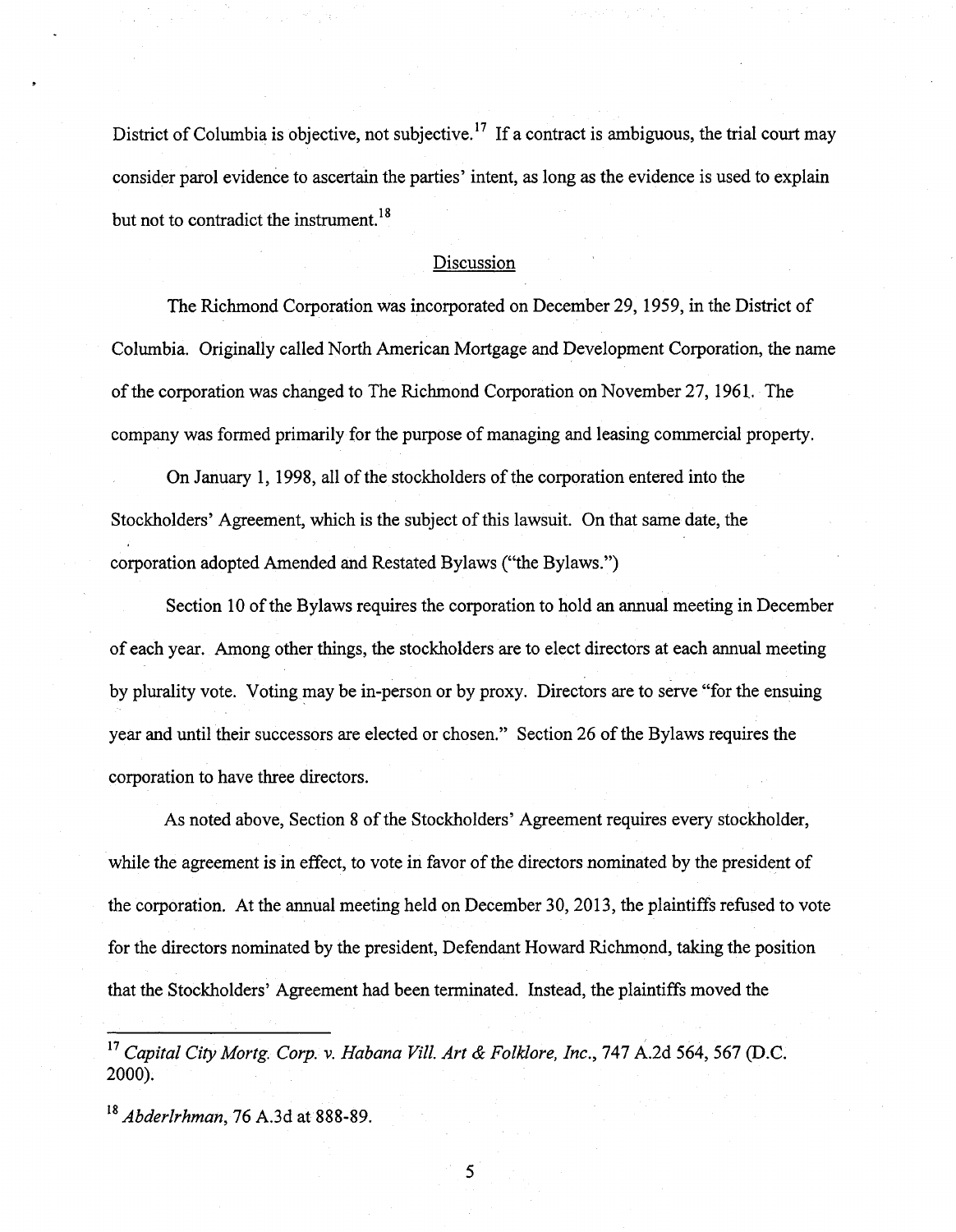District of Columbia is objective, not subjective.[17] If a contract is ambiguous, the trial court may consider parol evidence to ascertain the parties' intent, as long as the evidence is used to explain but not to contradict the instrument.[18]

## Discussion

The Richmond Corporation was incorporated on December 29, 1959, in the District of Columbia. Originally called North American Mortgage and Development Corporation, the name of the corporation was changed to The Richmond Corporation on November 27, 1961. The company was formed primarily for the purpose of managing and leasing commercial property.

On January 1, 1998, all of the stockholders of the corporation entered into the Stockholders' Agreement, which is the subject of this lawsuit. On that same date, the corporation adopted Amended and Restated Bylaws ("the Bylaws.")

Section 10 of the Bylaws requires the corporation to hold an annual meeting in December of each year. Among other things, the stockholders are to elect directors at each annual meeting by plurality vote. Voting may be in-person or by proxy. Directors are to serve "for the ensuing year and until their successors are elected or chosen." Section 26 of the Bylaws requires the corporation to have three directors.

As noted above, Section 8 of the Stockholders' Agreement requires every stockholder, while the agreement is in effect, to vote in favor of the directors nominated by the president of the corporation. At the annual meeting held on December 30, 2013, the plaintiffs refused to vote for the directors nominated by the president, Defendant Howard Richmond, taking the position that the Stockholders' Agreement had been terminated. Instead, the plaintiffs moved the

---

[17] *Capital City Mortg. Corp. v. Habana Vill. Art & Folklore, Inc.*, 747 A.2d 564, 567 (D.C. 2000).

[18] *Abderlrhman*, 76 A.3d at 888-89.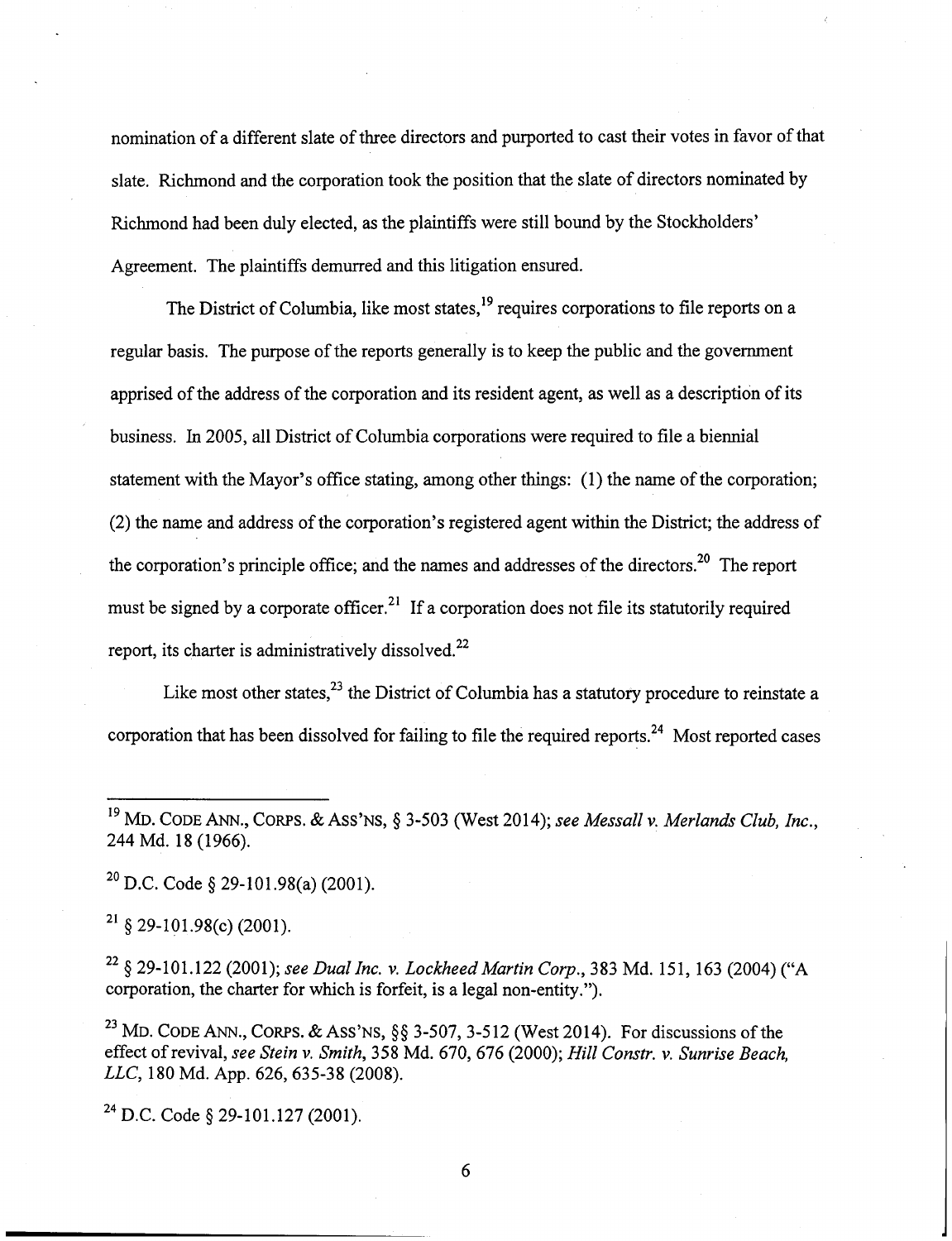nomination of a different slate of three directors and purported to cast their votes in favor of that slate. Richmond and the corporation took the position that the slate of directors nominated by Richmond had been duly elected, as the plaintiffs were still bound by the Stockholders' Agreement. The plaintiffs demurred and this litigation ensured.

The District of Columbia, like most states,[19] requires corporations to file reports on a regular basis. The purpose of the reports generally is to keep the public and the government apprised of the address of the corporation and its resident agent, as well as a description of its business. In 2005, all District of Columbia corporations were required to file a biennial statement with the Mayor's office stating, among other things: (1) the name of the corporation; (2) the name and address of the corporation's registered agent within the District; the address of the corporation's principle office; and the names and addresses of the directors.[20] The report must be signed by a corporate officer.[21] If a corporation does not file its statutorily required report, its charter is administratively dissolved.[22]

Like most other states,[23] the District of Columbia has a statutory procedure to reinstate a corporation that has been dissolved for failing to file the required reports.[24] Most reported cases

---

[19] MD. CODE ANN., CORPS. & ASS'NS, § 3-503 (West 2014); *see Messall v. Merlands Club, Inc.*, 244 Md. 18 (1966).

[20] D.C. Code § 29-101.98(a) (2001).

[21] § 29-101.98(c) (2001).

[22] § 29-101.122 (2001); *see Dual Inc. v. Lockheed Martin Corp.*, 383 Md. 151, 163 (2004) ("A corporation, the charter for which is forfeit, is a legal non-entity.").

[23] MD. CODE ANN., CORPS. & ASS'NS, §§ 3-507, 3-512 (West 2014). For discussions of the effect of revival, *see Stein v. Smith*, 358 Md. 670, 676 (2000); *Hill Constr. v. Sunrise Beach, LLC*, 180 Md. App. 626, 635-38 (2008).

[24] D.C. Code § 29-101.127 (2001).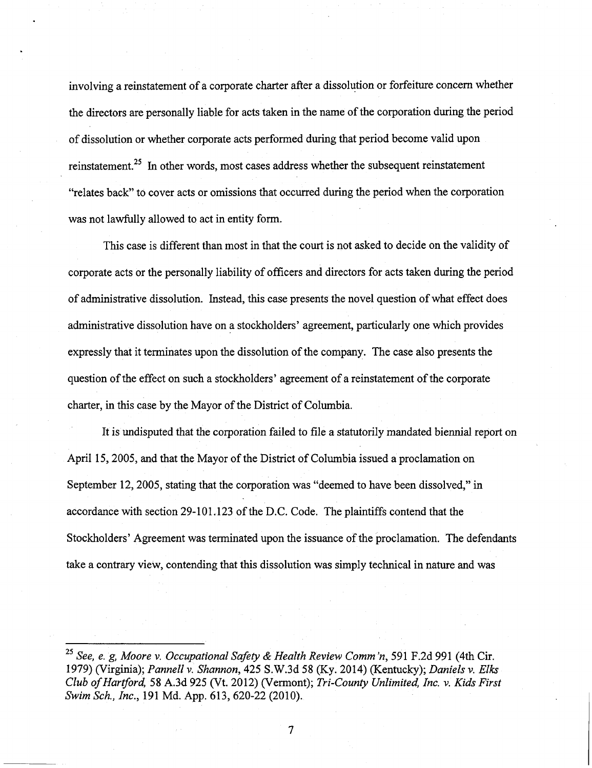involving a reinstatement of a corporate charter after a dissolution or forfeiture concern whether the directors are personally liable for acts taken in the name of the corporation during the period of dissolution or whether corporate acts performed during that period become valid upon reinstatement.[25] In other words, most cases address whether the subsequent reinstatement "relates back" to cover acts or omissions that occurred during the period when the corporation was not lawfully allowed to act in entity form.

This case is different than most in that the court is not asked to decide on the validity of corporate acts or the personally liability of officers and directors for acts taken during the period of administrative dissolution. Instead, this case presents the novel question of what effect does administrative dissolution have on a stockholders' agreement, particularly one which provides expressly that it terminates upon the dissolution of the company. The case also presents the question of the effect on such a stockholders' agreement of a reinstatement of the corporate charter, in this case by the Mayor of the District of Columbia.

It is undisputed that the corporation failed to file a statutorily mandated biennial report on April 15, 2005, and that the Mayor of the District of Columbia issued a proclamation on September 12, 2005, stating that the corporation was "deemed to have been dissolved," in accordance with section 29-101.123 of the D.C. Code. The plaintiffs contend that the Stockholders' Agreement was terminated upon the issuance of the proclamation. The defendants take a contrary view, contending that this dissolution was simply technical in nature and was

---

[25] *See, e. g, Moore v. Occupational Safety & Health Review Comm'n*, 591 F.2d 991 (4th Cir. 1979) (Virginia); *Pannell v. Shannon*, 425 S.W.3d 58 (Ky. 2014) (Kentucky); *Daniels v. Elks Club of Hartford*, 58 A.3d 925 (Vt. 2012) (Vermont); *Tri-County Unlimited, Inc. v. Kids First Swim Sch., Inc.*, 191 Md. App. 613, 620-22 (2010).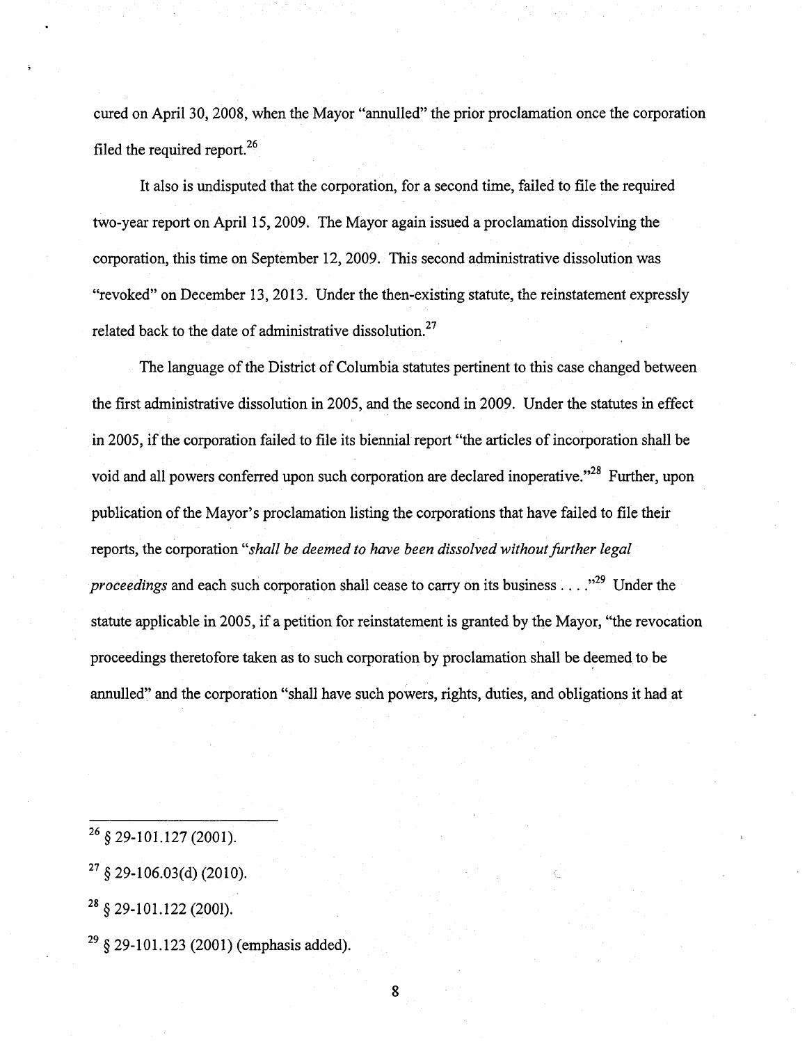cured on April 30, 2008, when the Mayor "annulled" the prior proclamation once the corporation filed the required report.[26]

It also is undisputed that the corporation, for a second time, failed to file the required two-year report on April 15, 2009. The Mayor again issued a proclamation dissolving the corporation, this time on September 12, 2009. This second administrative dissolution was "revoked" on December 13, 2013. Under the then-existing statute, the reinstatement expressly related back to the date of administrative dissolution.[27]

The language of the District of Columbia statutes pertinent to this case changed between the first administrative dissolution in 2005, and the second in 2009. Under the statutes in effect in 2005, if the corporation failed to file its biennial report "the articles of incorporation shall be void and all powers conferred upon such corporation are declared inoperative."[28] Further, upon publication of the Mayor's proclamation listing the corporations that have failed to file their reports, the corporation "*shall be deemed to have been dissolved without further legal proceedings* and each such corporation shall cease to carry on its business . . . ."[29] Under the statute applicable in 2005, if a petition for reinstatement is granted by the Mayor, "the revocation proceedings theretofore taken as to such corporation by proclamation shall be deemed to be annulled" and the corporation "shall have such powers, rights, duties, and obligations it had at

---

[26] § 29-101.127 (2001).

[27] § 29-106.03(d) (2010).

[28] § 29-101.122 (2001).

[29] § 29-101.123 (2001) (emphasis added).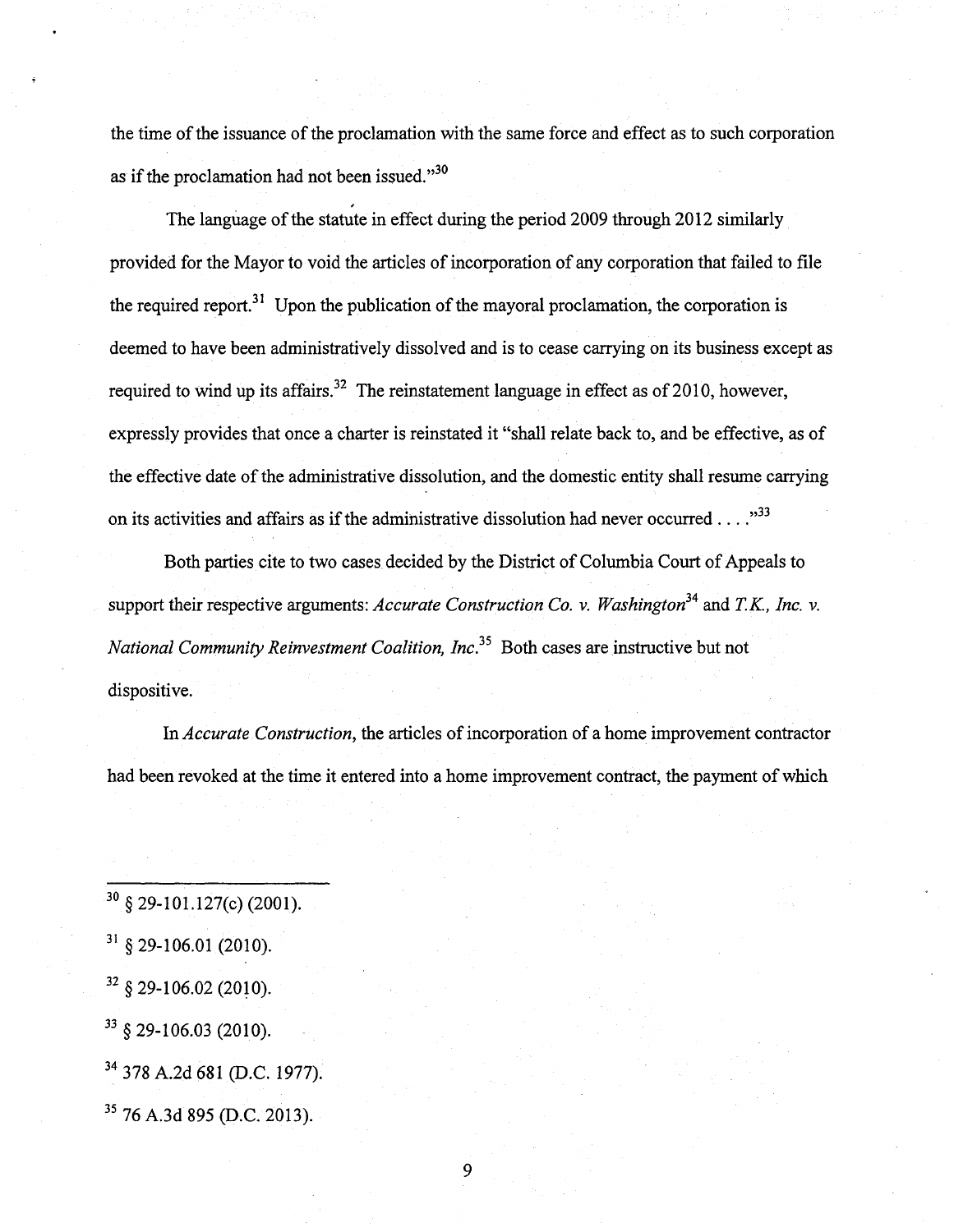the time of the issuance of the proclamation with the same force and effect as to such corporation as if the proclamation had not been issued."[30]

The language of the statute in effect during the period 2009 through 2012 similarly provided for the Mayor to void the articles of incorporation of any corporation that failed to file the required report.[31] Upon the publication of the mayoral proclamation, the corporation is deemed to have been administratively dissolved and is to cease carrying on its business except as required to wind up its affairs.[32] The reinstatement language in effect as of 2010, however, expressly provides that once a charter is reinstated it "shall relate back to, and be effective, as of the effective date of the administrative dissolution, and the domestic entity shall resume carrying on its activities and affairs as if the administrative dissolution had never occurred . . . ."[33]

Both parties cite to two cases decided by the District of Columbia Court of Appeals to support their respective arguments: *Accurate Construction Co. v. Washington*[34] and *T.K., Inc. v. National Community Reinvestment Coalition, Inc.*[35] Both cases are instructive but not dispositive.

In *Accurate Construction*, the articles of incorporation of a home improvement contractor had been revoked at the time it entered into a home improvement contract, the payment of which

---

[30] § 29-101.127(c) (2001).

[31] § 29-106.01 (2010).

[32] § 29-106.02 (2010).

[33] § 29-106.03 (2010).

[34] 378 A.2d 681 (D.C. 1977).

[35] 76 A.3d 895 (D.C. 2013).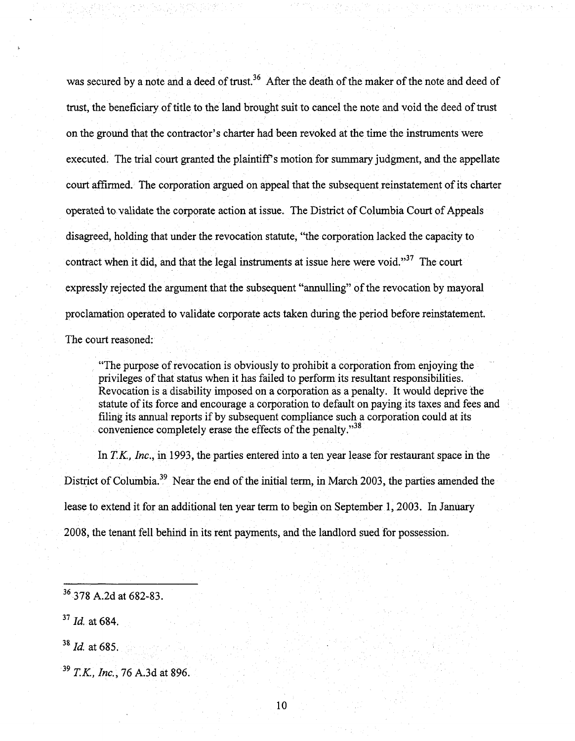was secured by a note and a deed of trust.[36] After the death of the maker of the note and deed of trust, the beneficiary of title to the land brought suit to cancel the note and void the deed of trust on the ground that the contractor's charter had been revoked at the time the instruments were executed. The trial court granted the plaintiff's motion for summary judgment, and the appellate court affirmed. The corporation argued on appeal that the subsequent reinstatement of its charter operated to validate the corporate action at issue. The District of Columbia Court of Appeals disagreed, holding that under the revocation statute, "the corporation lacked the capacity to contract when it did, and that the legal instruments at issue here were void."[37] The court expressly rejected the argument that the subsequent "annulling" of the revocation by mayoral proclamation operated to validate corporate acts taken during the period before reinstatement. The court reasoned:

> "The purpose of revocation is obviously to prohibit a corporation from enjoying the privileges of that status when it has failed to perform its resultant responsibilities. Revocation is a disability imposed on a corporation as a penalty. It would deprive the statute of its force and encourage a corporation to default on paying its taxes and fees and filing its annual reports if by subsequent compliance such a corporation could at its convenience completely erase the effects of the penalty."[38]

In *T.K., Inc.*, in 1993, the parties entered into a ten year lease for restaurant space in the District of Columbia.[39] Near the end of the initial term, in March 2003, the parties amended the lease to extend it for an additional ten year term to begin on September 1, 2003. In January 2008, the tenant fell behind in its rent payments, and the landlord sued for possession.

---

[36] 378 A.2d at 682-83.

[37] *Id.* at 684.

[38] *Id.* at 685.

[39] *T.K., Inc.*, 76 A.3d at 896.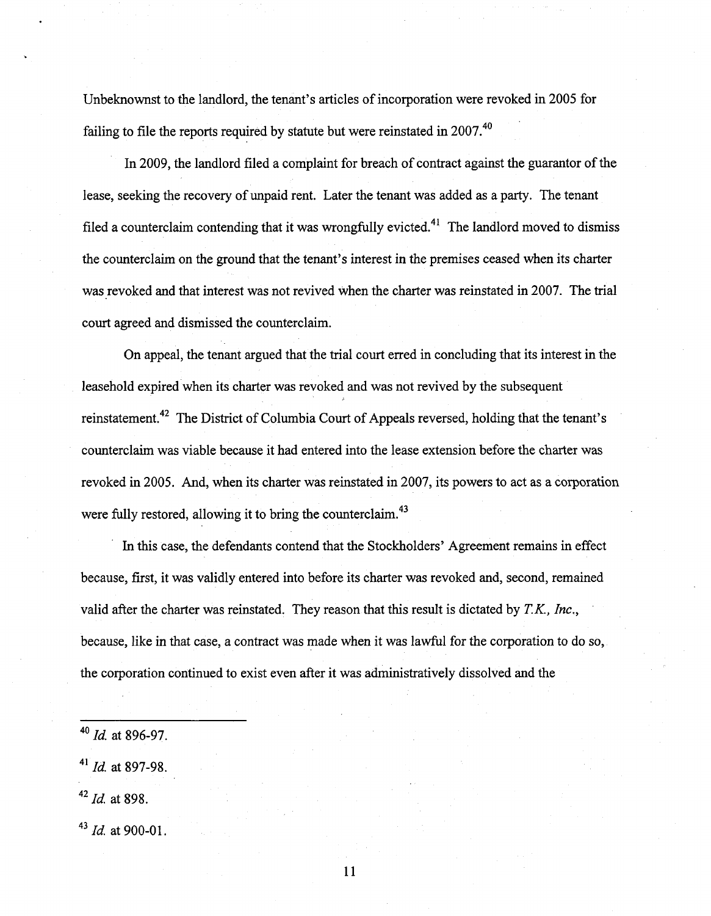Unbeknownst to the landlord, the tenant's articles of incorporation were revoked in 2005 for failing to file the reports required by statute but were reinstated in 2007.[40]

In 2009, the landlord filed a complaint for breach of contract against the guarantor of the lease, seeking the recovery of unpaid rent. Later the tenant was added as a party. The tenant filed a counterclaim contending that it was wrongfully evicted.[41] The landlord moved to dismiss the counterclaim on the ground that the tenant's interest in the premises ceased when its charter was revoked and that interest was not revived when the charter was reinstated in 2007. The trial court agreed and dismissed the counterclaim.

On appeal, the tenant argued that the trial court erred in concluding that its interest in the leasehold expired when its charter was revoked and was not revived by the subsequent reinstatement.[42] The District of Columbia Court of Appeals reversed, holding that the tenant's counterclaim was viable because it had entered into the lease extension before the charter was revoked in 2005. And, when its charter was reinstated in 2007, its powers to act as a corporation were fully restored, allowing it to bring the counterclaim.[43]

In this case, the defendants contend that the Stockholders' Agreement remains in effect because, first, it was validly entered into before its charter was revoked and, second, remained valid after the charter was reinstated. They reason that this result is dictated by *T.K., Inc.*, because, like in that case, a contract was made when it was lawful for the corporation to do so, the corporation continued to exist even after it was administratively dissolved and the

---

[40] *Id.* at 896-97.

[41] *Id.* at 897-98.

[42] *Id.* at 898.

[43] *Id.* at 900-01.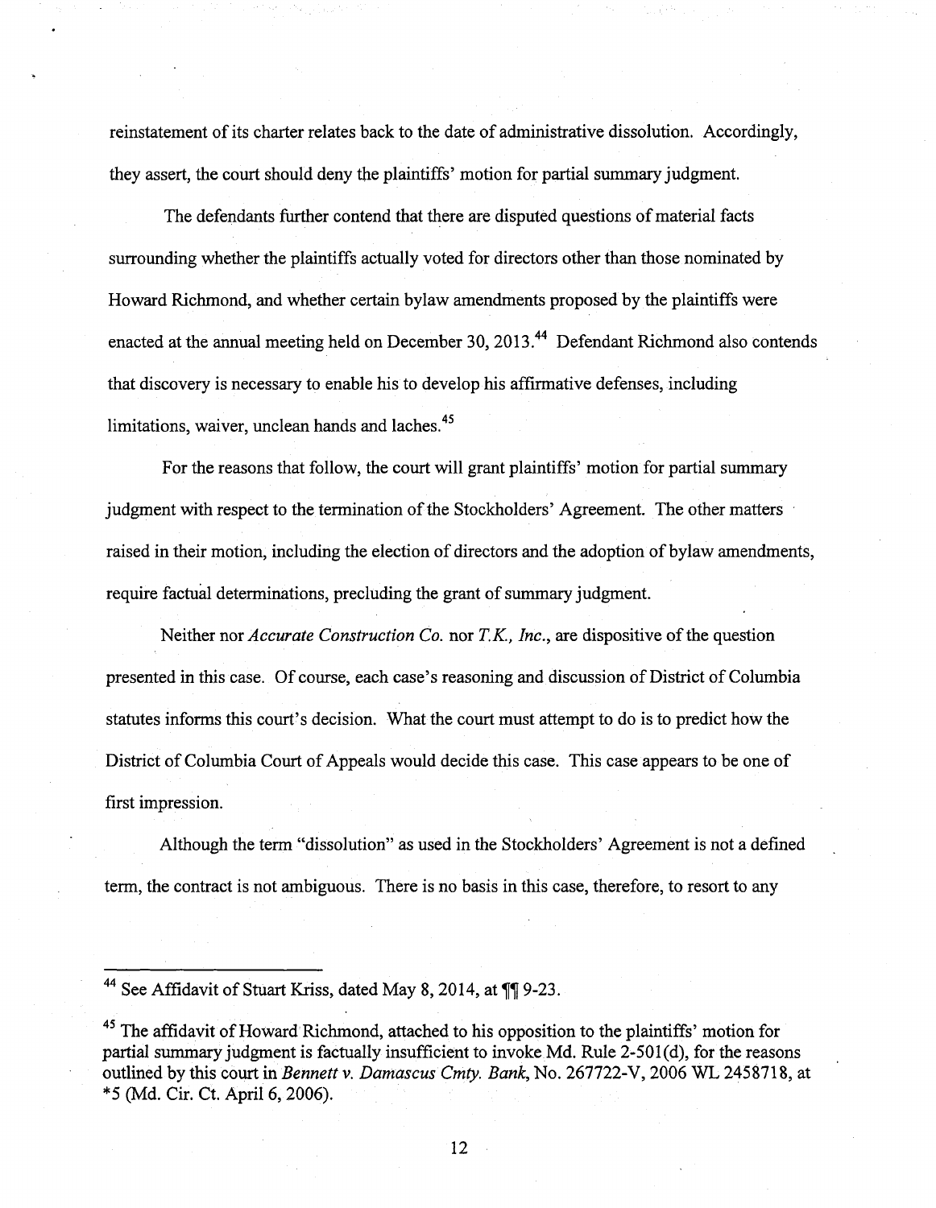reinstatement of its charter relates back to the date of administrative dissolution. Accordingly, they assert, the court should deny the plaintiffs' motion for partial summary judgment.

The defendants further contend that there are disputed questions of material facts surrounding whether the plaintiffs actually voted for directors other than those nominated by Howard Richmond, and whether certain bylaw amendments proposed by the plaintiffs were enacted at the annual meeting held on December 30, 2013.[44] Defendant Richmond also contends that discovery is necessary to enable his to develop his affirmative defenses, including limitations, waiver, unclean hands and laches.[45]

For the reasons that follow, the court will grant plaintiffs' motion for partial summary judgment with respect to the termination of the Stockholders' Agreement. The other matters raised in their motion, including the election of directors and the adoption of bylaw amendments, require factual determinations, precluding the grant of summary judgment.

Neither nor *Accurate Construction Co.* nor *T.K., Inc.*, are dispositive of the question presented in this case. Of course, each case's reasoning and discussion of District of Columbia statutes informs this court's decision. What the court must attempt to do is to predict how the District of Columbia Court of Appeals would decide this case. This case appears to be one of first impression.

Although the term "dissolution" as used in the Stockholders' Agreement is not a defined term, the contract is not ambiguous. There is no basis in this case, therefore, to resort to any

---

[44] See Affidavit of Stuart Kriss, dated May 8, 2014, at ¶¶ 9-23.

[45] The affidavit of Howard Richmond, attached to his opposition to the plaintiffs' motion for partial summary judgment is factually insufficient to invoke Md. Rule 2-501(d), for the reasons outlined by this court in *Bennett v. Damascus Cmty. Bank*, No. 267722-V, 2006 WL 2458718, at *5 (Md. Cir. Ct. April 6, 2006).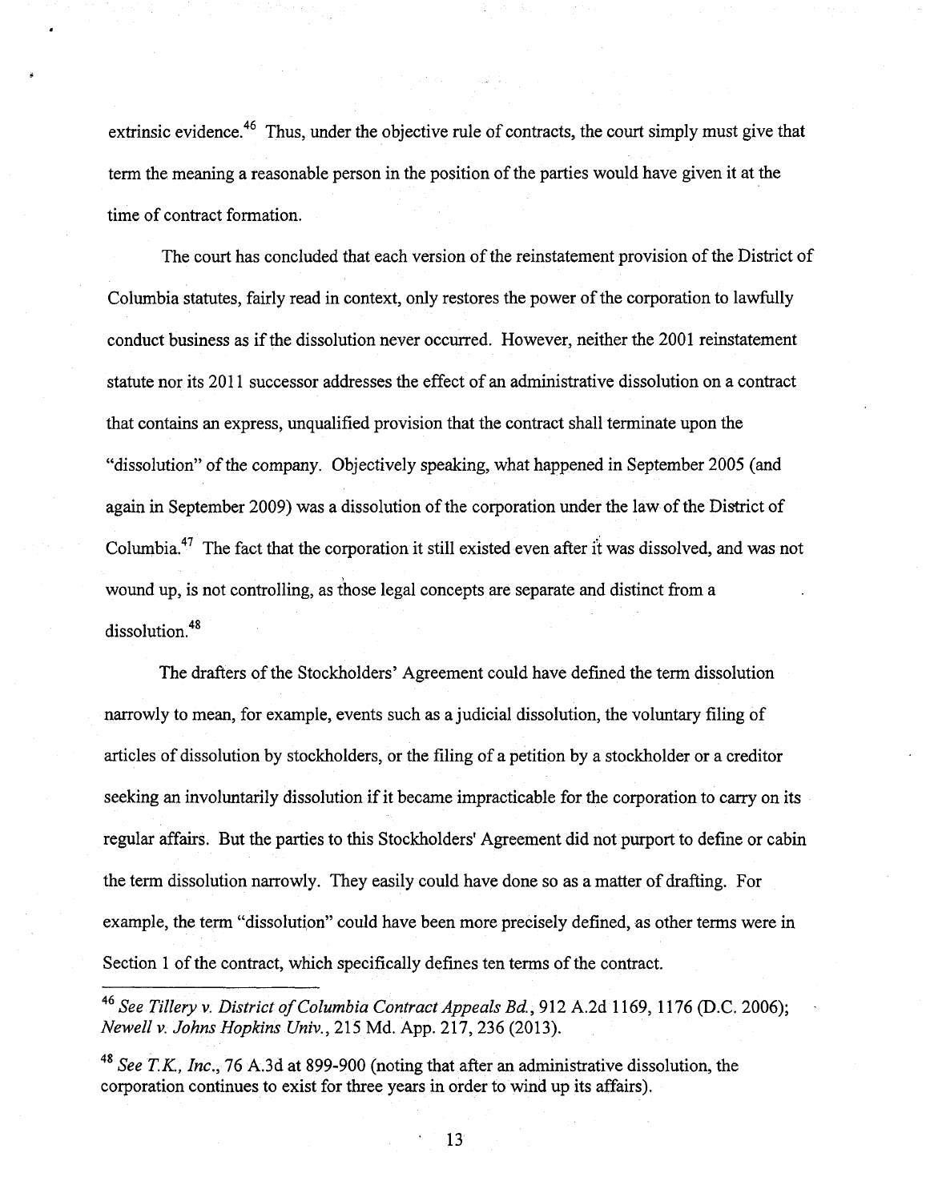extrinsic evidence.[46] Thus, under the objective rule of contracts, the court simply must give that term the meaning a reasonable person in the position of the parties would have given it at the time of contract formation.

The court has concluded that each version of the reinstatement provision of the District of Columbia statutes, fairly read in context, only restores the power of the corporation to lawfully conduct business as if the dissolution never occurred. However, neither the 2001 reinstatement statute nor its 2011 successor addresses the effect of an administrative dissolution on a contract that contains an express, unqualified provision that the contract shall terminate upon the "dissolution" of the company. Objectively speaking, what happened in September 2005 (and again in September 2009) was a dissolution of the corporation under the law of the District of Columbia.[47] The fact that the corporation it still existed even after it was dissolved, and was not wound up, is not controlling, as those legal concepts are separate and distinct from a dissolution.[48]

The drafters of the Stockholders' Agreement could have defined the term dissolution narrowly to mean, for example, events such as a judicial dissolution, the voluntary filing of articles of dissolution by stockholders, or the filing of a petition by a stockholder or a creditor seeking an involuntarily dissolution if it became impracticable for the corporation to carry on its regular affairs. But the parties to this Stockholders' Agreement did not purport to define or cabin the term dissolution narrowly. They easily could have done so as a matter of drafting. For example, the term "dissolution" could have been more precisely defined, as other terms were in Section 1 of the contract, which specifically defines ten terms of the contract.

---

[46] *See Tillery v. District of Columbia Contract Appeals Bd.*, 912 A.2d 1169, 1176 (D.C. 2006); *Newell v. Johns Hopkins Univ.*, 215 Md. App. 217, 236 (2013).

[48] *See T.K., Inc.*, 76 A.3d at 899-900 (noting that after an administrative dissolution, the corporation continues to exist for three years in order to wind up its affairs).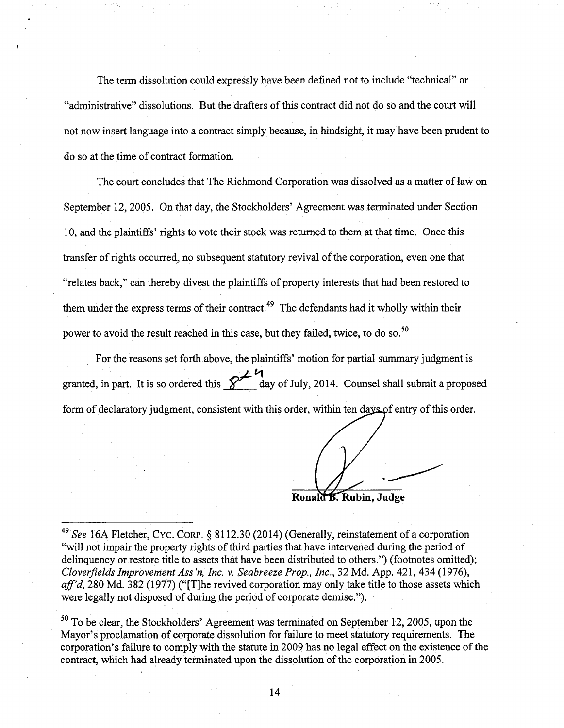The term dissolution could expressly have been defined not to include "technical" or "administrative" dissolutions. But the drafters of this contract did not do so and the court will not now insert language into a contract simply because, in hindsight, it may have been prudent to do so at the time of contract formation.

The court concludes that The Richmond Corporation was dissolved as a matter of law on September 12, 2005. On that day, the Stockholders' Agreement was terminated under Section 10, and the plaintiffs' rights to vote their stock was returned to them at that time. Once this transfer of rights occurred, no subsequent statutory revival of the corporation, even one that "relates back," can thereby divest the plaintiffs of property interests that had been restored to them under the express terms of their contract.[49] The defendants had it wholly within their power to avoid the result reached in this case, but they failed, twice, to do so.[50]

For the reasons set forth above, the plaintiffs' motion for partial summary judgment is granted, in part. It is so ordered this 8th day of July, 2014. Counsel shall submit a proposed form of declaratory judgment, consistent with this order, within ten days of entry of this order.

**Ronald B. Rubin, Judge**

---

[49] *See* 16A Fletcher, CYC. CORP. § 8112.30 (2014) (Generally, reinstatement of a corporation "will not impair the property rights of third parties that have intervened during the period of delinquency or restore title to assets that have been distributed to others.") (footnotes omitted); *Cloverfields Improvement Ass'n, Inc. v. Seabreeze Prop., Inc.*, 32 Md. App. 421, 434 (1976), *aff'd*, 280 Md. 382 (1977) ("[T]he revived corporation may only take title to those assets which were legally not disposed of during the period of corporate demise.").

[50] To be clear, the Stockholders' Agreement was terminated on September 12, 2005, upon the Mayor's proclamation of corporate dissolution for failure to meet statutory requirements. The corporation's failure to comply with the statute in 2009 has no legal effect on the existence of the contract, which had already terminated upon the dissolution of the corporation in 2005.